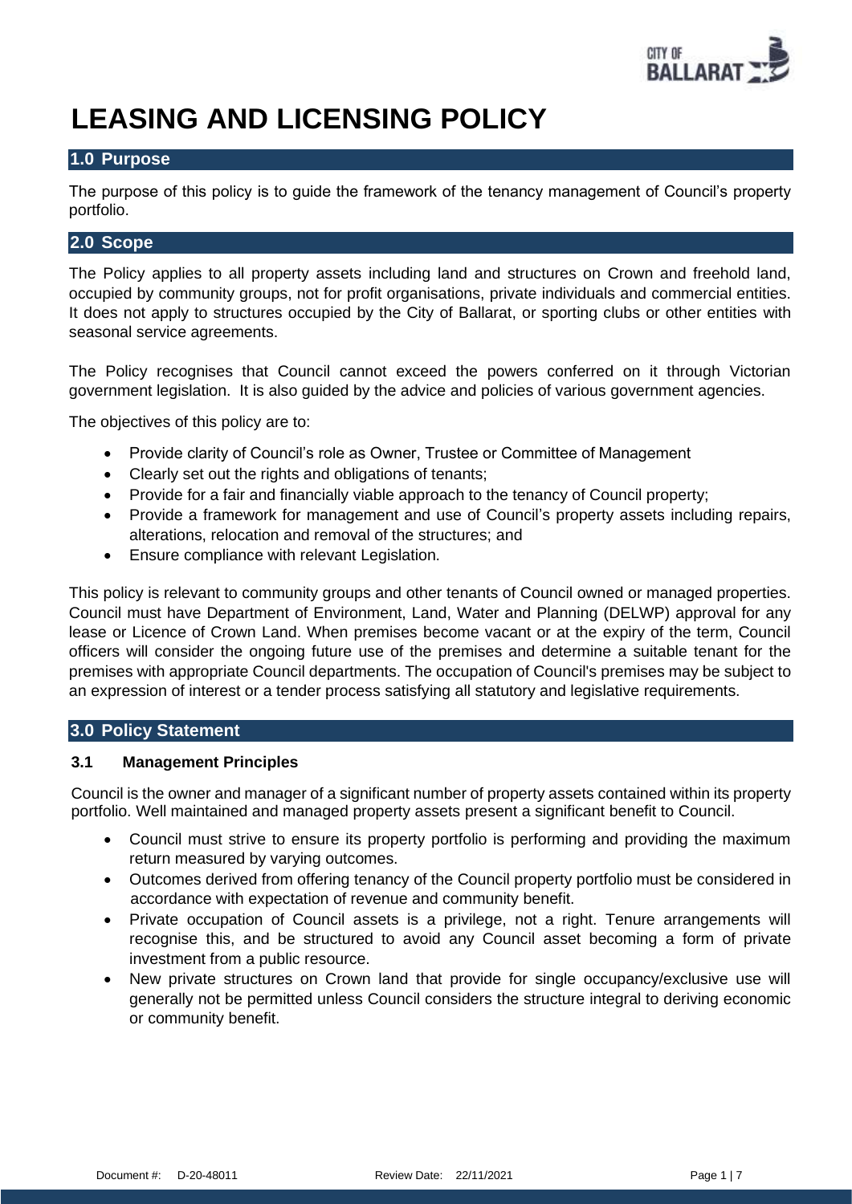# LEASING AND LICENSING POLICY

## 1.0 Purpose

The purpose of this policy is to guide the framework of the tenancy management of Council's property portfolio.

## 2.0 Scope

The Policy applies to all property assets including land and structures on Crown and freehold land, occupied by community groups, not for profit organisations, private individuals and commercial entities. It does not apply to structures occupied by the City of Ballarat, or sporting clubs or other entities with seasonal service agreements.

The Policy recognises that Council cannot exceed the powers conferred on it through Victorian government legislation. It is also guided by the advice and policies of various government agencies.

The objectives of this policy are to:

- Provide clarity of Council's role as Owner, Trustee or Committee of Management
- Clearly set out the rights and obligations of tenants;
- Provide for a fair and financially viable approach to the tenancy of Council property;
- Provide a framework for management and use of Council's property assets including repairs, alterations, relocation and removal of the structures; and
- Ensure compliance with relevant Legislation.

This policy is relevant to community groups and other tenants of Council owned or managed properties. Council must have Department of Environment, Land, Water and Planning (DELWP) approval for any lease or Licence of Crown Land. When premises become vacant or at the expiry of the term, Council officers will consider the ongoing future use of the premises and determine a suitable tenant for the premises with appropriate Council departments. The occupation of Council's premises may be subject to an expression of interest or a tender process satisfying all statutory and legislative requirements.

## 3.0 Policy Statement

### 3.1 Management Principles

Council is the owner and manager of a significant number of property assets contained within its property portfolio. Well maintained and managed property assets present a significant benefit to Council.

- Council must strive to ensure its property portfolio is performing and providing the maximum return measured by varying outcomes.
- Outcomes derived from offering tenancy of the Council property portfolio must be considered in accordance with expectation of revenue and community benefit.
- Private occupation of Council assets is a privilege, not a right. Tenure arrangements will recognise this, and be structured to avoid any Council asset becoming a form of private investment from a public resource.
- New private structures on Crown land that provide for single occupancy/exclusive use will generally not be permitted unless Council considers the structure integral to deriving economic or community benefit.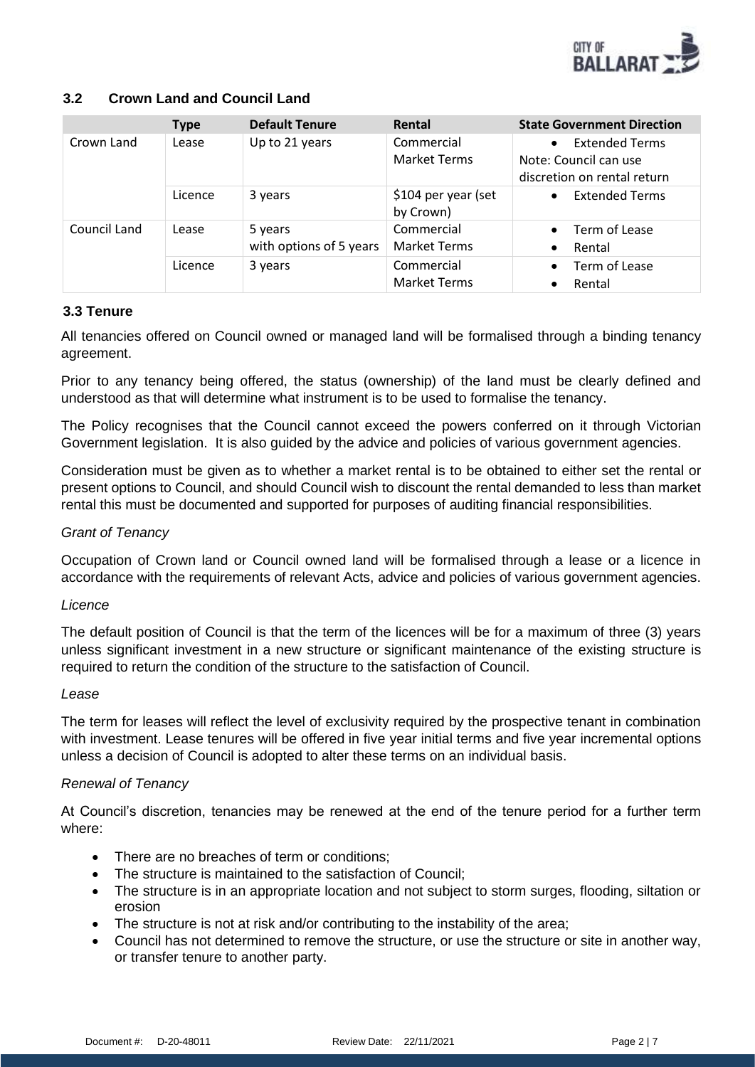### 3.2 Crown Land and Council Land

| | Type | Default Tenure | Rental | State Government Direction |
|---|---|---|---|---|
| Crown Land | Lease | Up to 21 years | Commercial Market Terms | • Extended Terms<br>Note: Council can use discretion on rental return |
| | Licence | 3 years | $104 per year (set by Crown) | • Extended Terms |
| Council Land | Lease | 5 years with options of 5 years | Commercial Market Terms | • Term of Lease<br>• Rental |
| | Licence | 3 years | Commercial Market Terms | • Term of Lease<br>• Rental |

### 3.3 Tenure

All tenancies offered on Council owned or managed land will be formalised through a binding tenancy agreement.

Prior to any tenancy being offered, the status (ownership) of the land must be clearly defined and understood as that will determine what instrument is to be used to formalise the tenancy.

The Policy recognises that the Council cannot exceed the powers conferred on it through Victorian Government legislation. It is also guided by the advice and policies of various government agencies.

Consideration must be given as to whether a market rental is to be obtained to either set the rental or present options to Council, and should Council wish to discount the rental demanded to less than market rental this must be documented and supported for purposes of auditing financial responsibilities.

*Grant of Tenancy*

Occupation of Crown land or Council owned land will be formalised through a lease or a licence in accordance with the requirements of relevant Acts, advice and policies of various government agencies.

*Licence*

The default position of Council is that the term of the licences will be for a maximum of three (3) years unless significant investment in a new structure or significant maintenance of the existing structure is required to return the condition of the structure to the satisfaction of Council.

*Lease*

The term for leases will reflect the level of exclusivity required by the prospective tenant in combination with investment. Lease tenures will be offered in five year initial terms and five year incremental options unless a decision of Council is adopted to alter these terms on an individual basis.

*Renewal of Tenancy*

At Council's discretion, tenancies may be renewed at the end of the tenure period for a further term where:

- There are no breaches of term or conditions;
- The structure is maintained to the satisfaction of Council;
- The structure is in an appropriate location and not subject to storm surges, flooding, siltation or erosion
- The structure is not at risk and/or contributing to the instability of the area;
- Council has not determined to remove the structure, or use the structure or site in another way, or transfer tenure to another party.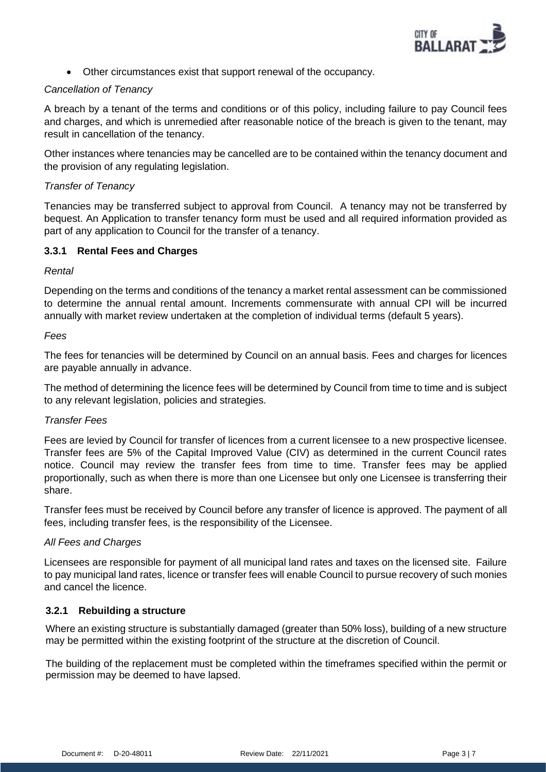- Other circumstances exist that support renewal of the occupancy.

*Cancellation of Tenancy*

A breach by a tenant of the terms and conditions or of this policy, including failure to pay Council fees and charges, and which is unremedied after reasonable notice of the breach is given to the tenant, may result in cancellation of the tenancy.

Other instances where tenancies may be cancelled are to be contained within the tenancy document and the provision of any regulating legislation.

*Transfer of Tenancy*

Tenancies may be transferred subject to approval from Council. A tenancy may not be transferred by bequest. An Application to transfer tenancy form must be used and all required information provided as part of any application to Council for the transfer of a tenancy.

### 3.3.1 Rental Fees and Charges

*Rental*

Depending on the terms and conditions of the tenancy a market rental assessment can be commissioned to determine the annual rental amount. Increments commensurate with annual CPI will be incurred annually with market review undertaken at the completion of individual terms (default 5 years).

*Fees*

The fees for tenancies will be determined by Council on an annual basis. Fees and charges for licences are payable annually in advance.

The method of determining the licence fees will be determined by Council from time to time and is subject to any relevant legislation, policies and strategies.

*Transfer Fees*

Fees are levied by Council for transfer of licences from a current licensee to a new prospective licensee. Transfer fees are 5% of the Capital Improved Value (CIV) as determined in the current Council rates notice. Council may review the transfer fees from time to time. Transfer fees may be applied proportionally, such as when there is more than one Licensee but only one Licensee is transferring their share.

Transfer fees must be received by Council before any transfer of licence is approved. The payment of all fees, including transfer fees, is the responsibility of the Licensee.

*All Fees and Charges*

Licensees are responsible for payment of all municipal land rates and taxes on the licensed site. Failure to pay municipal land rates, licence or transfer fees will enable Council to pursue recovery of such monies and cancel the licence.

### 3.2.1 Rebuilding a structure

Where an existing structure is substantially damaged (greater than 50% loss), building of a new structure may be permitted within the existing footprint of the structure at the discretion of Council.

The building of the replacement must be completed within the timeframes specified within the permit or permission may be deemed to have lapsed.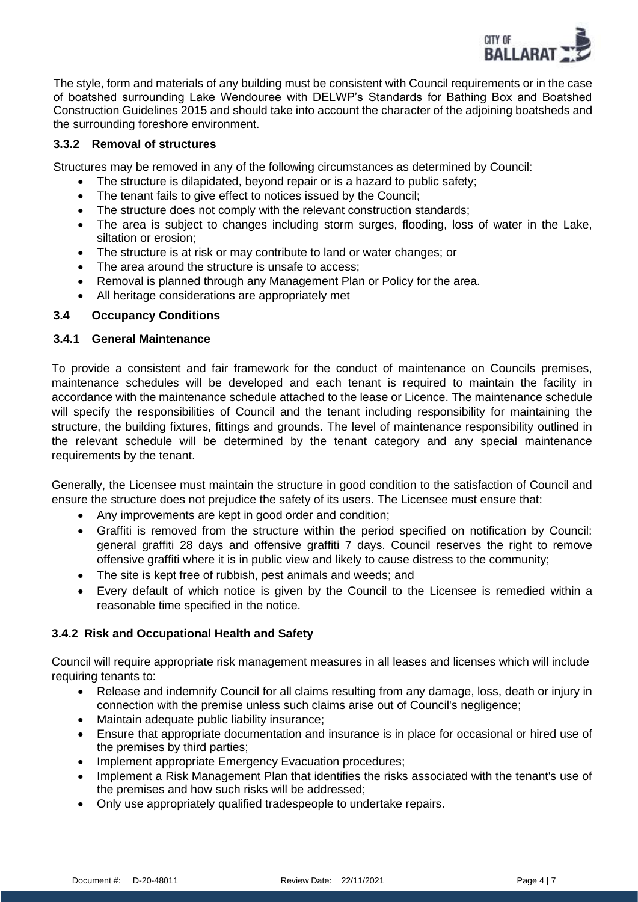The style, form and materials of any building must be consistent with Council requirements or in the case of boatshed surrounding Lake Wendouree with DELWP's Standards for Bathing Box and Boatshed Construction Guidelines 2015 and should take into account the character of the adjoining boatsheds and the surrounding foreshore environment.

### 3.3.2 Removal of structures

Structures may be removed in any of the following circumstances as determined by Council:

- The structure is dilapidated, beyond repair or is a hazard to public safety;
- The tenant fails to give effect to notices issued by the Council;
- The structure does not comply with the relevant construction standards;
- The area is subject to changes including storm surges, flooding, loss of water in the Lake, siltation or erosion;
- The structure is at risk or may contribute to land or water changes; or
- The area around the structure is unsafe to access;
- Removal is planned through any Management Plan or Policy for the area.
- All heritage considerations are appropriately met

## 3.4 Occupancy Conditions

### 3.4.1 General Maintenance

To provide a consistent and fair framework for the conduct of maintenance on Councils premises, maintenance schedules will be developed and each tenant is required to maintain the facility in accordance with the maintenance schedule attached to the lease or Licence. The maintenance schedule will specify the responsibilities of Council and the tenant including responsibility for maintaining the structure, the building fixtures, fittings and grounds. The level of maintenance responsibility outlined in the relevant schedule will be determined by the tenant category and any special maintenance requirements by the tenant.

Generally, the Licensee must maintain the structure in good condition to the satisfaction of Council and ensure the structure does not prejudice the safety of its users. The Licensee must ensure that:

- Any improvements are kept in good order and condition;
- Graffiti is removed from the structure within the period specified on notification by Council: general graffiti 28 days and offensive graffiti 7 days. Council reserves the right to remove offensive graffiti where it is in public view and likely to cause distress to the community;
- The site is kept free of rubbish, pest animals and weeds; and
- Every default of which notice is given by the Council to the Licensee is remedied within a reasonable time specified in the notice.

### 3.4.2 Risk and Occupational Health and Safety

Council will require appropriate risk management measures in all leases and licenses which will include requiring tenants to:

- Release and indemnify Council for all claims resulting from any damage, loss, death or injury in connection with the premise unless such claims arise out of Council's negligence;
- Maintain adequate public liability insurance;
- Ensure that appropriate documentation and insurance is in place for occasional or hired use of the premises by third parties;
- Implement appropriate Emergency Evacuation procedures;
- Implement a Risk Management Plan that identifies the risks associated with the tenant's use of the premises and how such risks will be addressed;
- Only use appropriately qualified tradespeople to undertake repairs.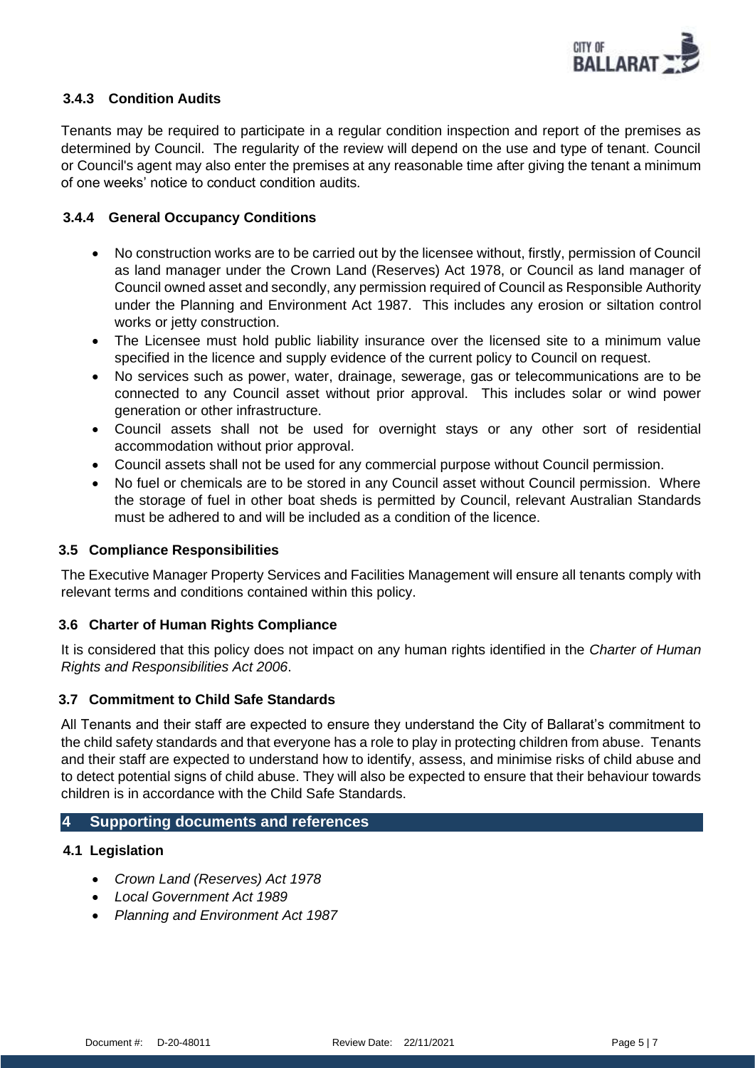### 3.4.3 Condition Audits

Tenants may be required to participate in a regular condition inspection and report of the premises as determined by Council. The regularity of the review will depend on the use and type of tenant. Council or Council's agent may also enter the premises at any reasonable time after giving the tenant a minimum of one weeks' notice to conduct condition audits.

### 3.4.4 General Occupancy Conditions

- No construction works are to be carried out by the licensee without, firstly, permission of Council as land manager under the Crown Land (Reserves) Act 1978, or Council as land manager of Council owned asset and secondly, any permission required of Council as Responsible Authority under the Planning and Environment Act 1987. This includes any erosion or siltation control works or jetty construction.
- The Licensee must hold public liability insurance over the licensed site to a minimum value specified in the licence and supply evidence of the current policy to Council on request.
- No services such as power, water, drainage, sewerage, gas or telecommunications are to be connected to any Council asset without prior approval. This includes solar or wind power generation or other infrastructure.
- Council assets shall not be used for overnight stays or any other sort of residential accommodation without prior approval.
- Council assets shall not be used for any commercial purpose without Council permission.
- No fuel or chemicals are to be stored in any Council asset without Council permission. Where the storage of fuel in other boat sheds is permitted by Council, relevant Australian Standards must be adhered to and will be included as a condition of the licence.

### 3.5 Compliance Responsibilities

The Executive Manager Property Services and Facilities Management will ensure all tenants comply with relevant terms and conditions contained within this policy.

### 3.6 Charter of Human Rights Compliance

It is considered that this policy does not impact on any human rights identified in the *Charter of Human Rights and Responsibilities Act 2006*.

### 3.7 Commitment to Child Safe Standards

All Tenants and their staff are expected to ensure they understand the City of Ballarat's commitment to the child safety standards and that everyone has a role to play in protecting children from abuse. Tenants and their staff are expected to understand how to identify, assess, and minimise risks of child abuse and to detect potential signs of child abuse. They will also be expected to ensure that their behaviour towards children is in accordance with the Child Safe Standards.

## 4 Supporting documents and references

### 4.1 Legislation

- *Crown Land (Reserves) Act 1978*
- *Local Government Act 1989*
- *Planning and Environment Act 1987*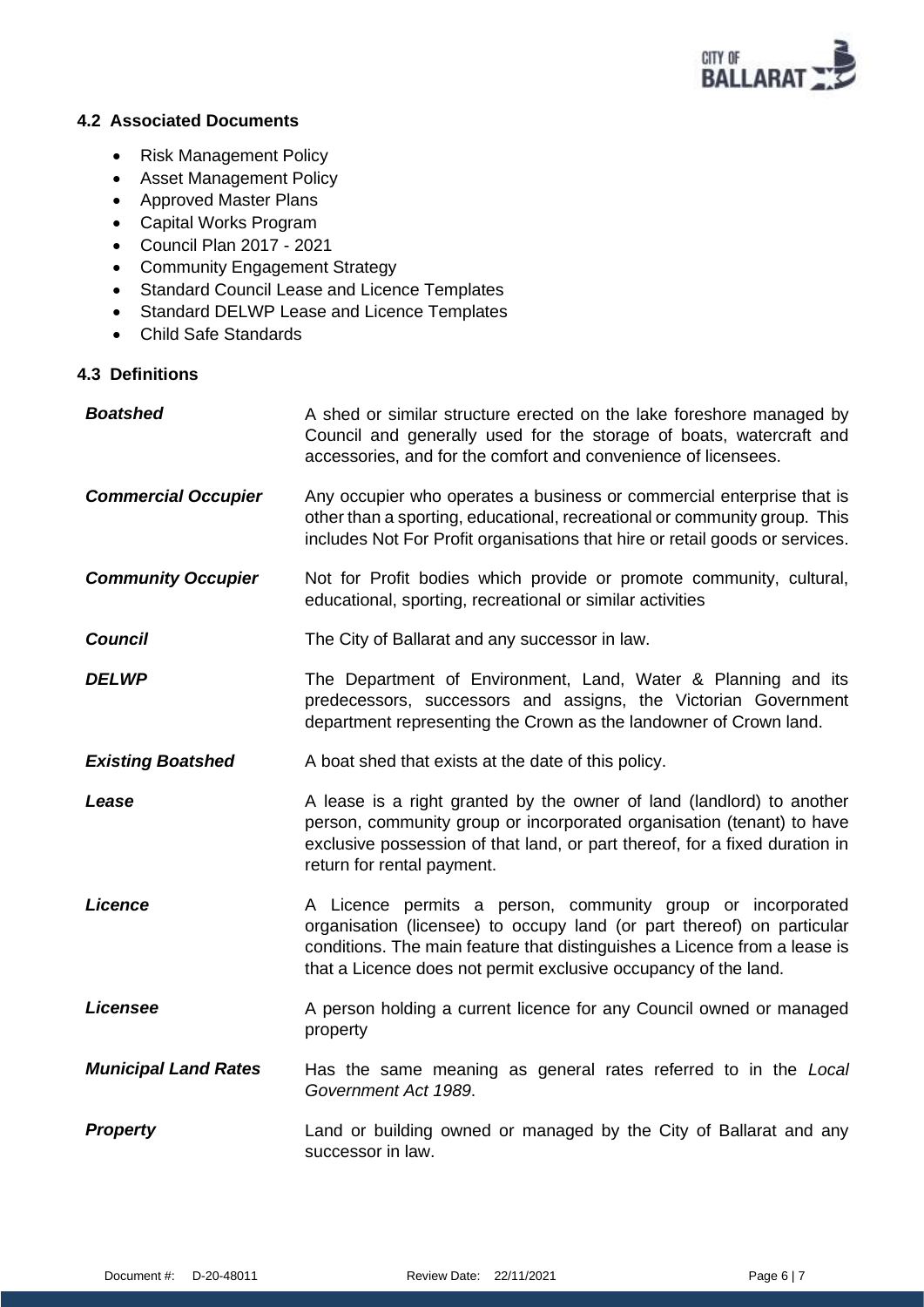### 4.2 Associated Documents

- Risk Management Policy
- Asset Management Policy
- Approved Master Plans
- Capital Works Program
- Council Plan 2017 - 2021
- Community Engagement Strategy
- Standard Council Lease and Licence Templates
- Standard DELWP Lease and Licence Templates
- Child Safe Standards

### 4.3 Definitions

| | |
|---|---|
| ***Boatshed*** | A shed or similar structure erected on the lake foreshore managed by Council and generally used for the storage of boats, watercraft and accessories, and for the comfort and convenience of licensees. |
| ***Commercial Occupier*** | Any occupier who operates a business or commercial enterprise that is other than a sporting, educational, recreational or community group. This includes Not For Profit organisations that hire or retail goods or services. |
| ***Community Occupier*** | Not for Profit bodies which provide or promote community, cultural, educational, sporting, recreational or similar activities |
| ***Council*** | The City of Ballarat and any successor in law. |
| ***DELWP*** | The Department of Environment, Land, Water & Planning and its predecessors, successors and assigns, the Victorian Government department representing the Crown as the landowner of Crown land. |
| ***Existing Boatshed*** | A boat shed that exists at the date of this policy. |
| ***Lease*** | A lease is a right granted by the owner of land (landlord) to another person, community group or incorporated organisation (tenant) to have exclusive possession of that land, or part thereof, for a fixed duration in return for rental payment. |
| ***Licence*** | A Licence permits a person, community group or incorporated organisation (licensee) to occupy land (or part thereof) on particular conditions. The main feature that distinguishes a Licence from a lease is that a Licence does not permit exclusive occupancy of the land. |
| ***Licensee*** | A person holding a current licence for any Council owned or managed property |
| ***Municipal Land Rates*** | Has the same meaning as general rates referred to in the *Local Government Act 1989*. |
| ***Property*** | Land or building owned or managed by the City of Ballarat and any successor in law. |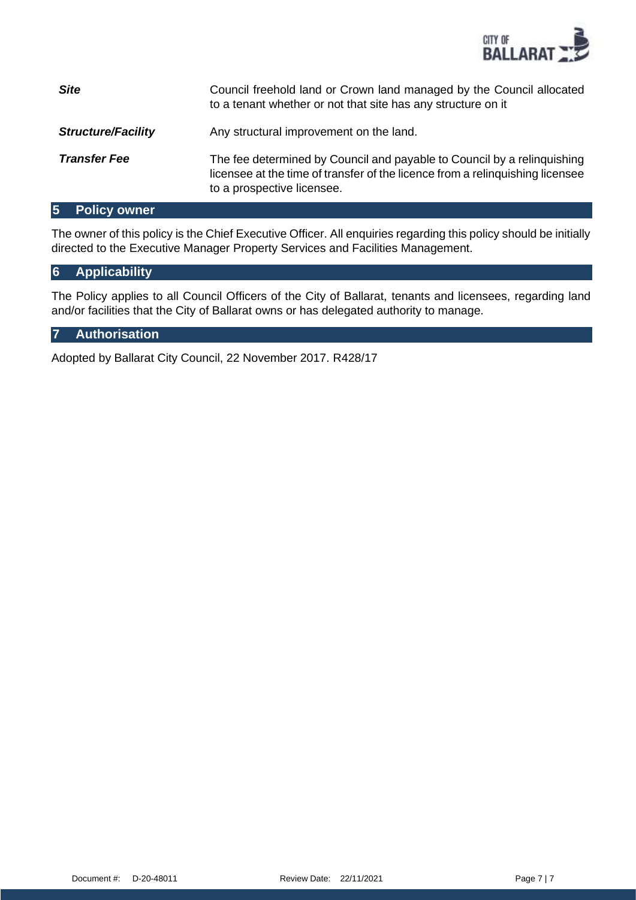| | |
|---|---|
| ***Site*** | Council freehold land or Crown land managed by the Council allocated to a tenant whether or not that site has any structure on it |
| ***Structure/Facility*** | Any structural improvement on the land. |
| ***Transfer Fee*** | The fee determined by Council and payable to Council by a relinquishing licensee at the time of transfer of the licence from a relinquishing licensee to a prospective licensee. |

## 5 Policy owner

The owner of this policy is the Chief Executive Officer. All enquiries regarding this policy should be initially directed to the Executive Manager Property Services and Facilities Management.

## 6 Applicability

The Policy applies to all Council Officers of the City of Ballarat, tenants and licensees, regarding land and/or facilities that the City of Ballarat owns or has delegated authority to manage.

## 7 Authorisation

Adopted by Ballarat City Council, 22 November 2017. R428/17